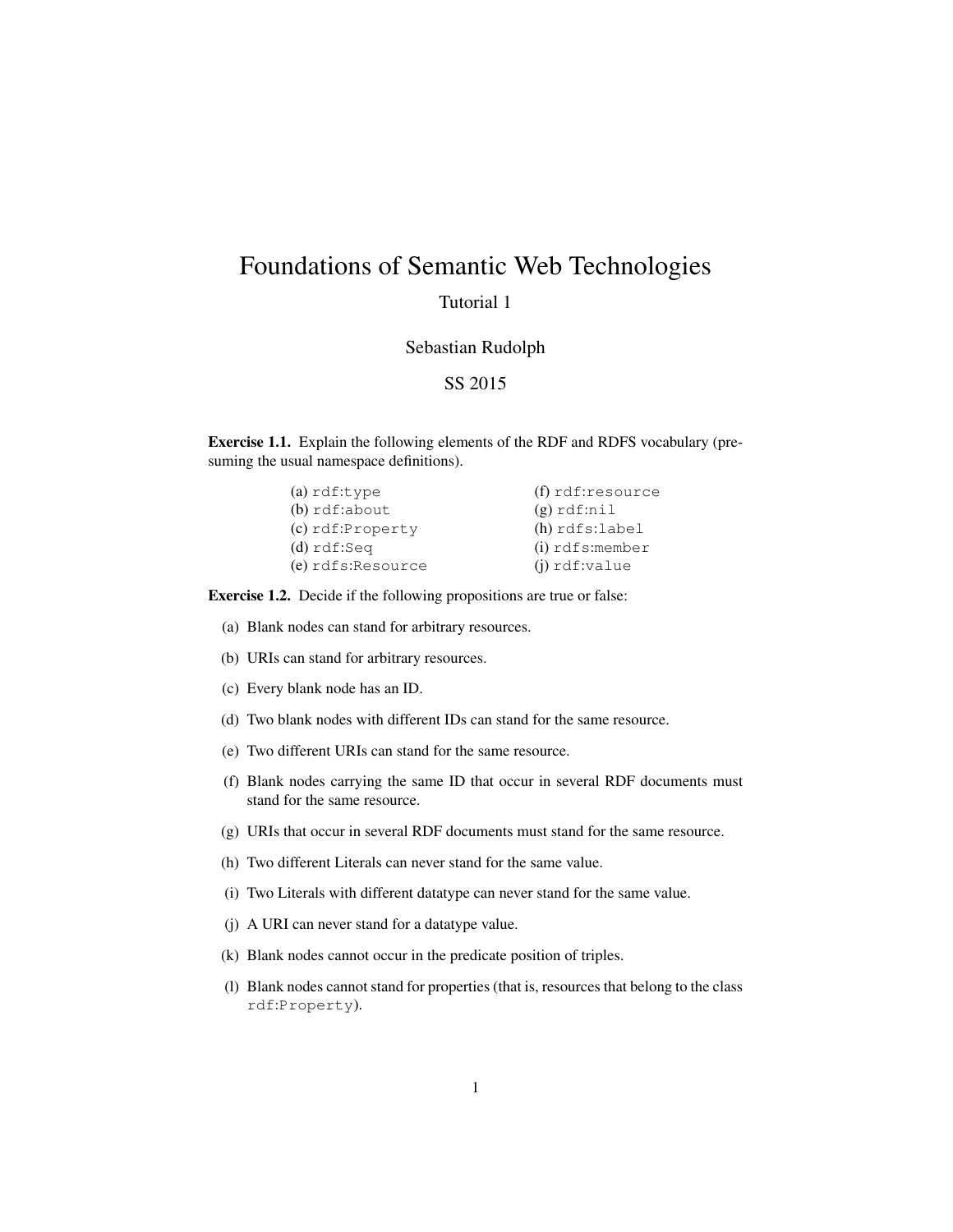# Foundations of Semantic Web Technologies

Tutorial 1

Sebastian Rudolph

SS 2015

**Exercise 1.1.** Explain the following elements of the RDF and RDFS vocabulary (presuming the usual namespace definitions).

(a) `rdf:type`
(b) `rdf:about`
(c) `rdf:Property`
(d) `rdf:Seq`
(e) `rdfs:Resource`
(f) `rdf:resource`
(g) `rdf:nil`
(h) `rdfs:label`
(i) `rdfs:member`
(j) `rdf:value`

**Exercise 1.2.** Decide if the following propositions are true or false:

(a) Blank nodes can stand for arbitrary resources.

(b) URIs can stand for arbitrary resources.

(c) Every blank node has an ID.

(d) Two blank nodes with different IDs can stand for the same resource.

(e) Two different URIs can stand for the same resource.

(f) Blank nodes carrying the same ID that occur in several RDF documents must stand for the same resource.

(g) URIs that occur in several RDF documents must stand for the same resource.

(h) Two different Literals can never stand for the same value.

(i) Two Literals with different datatype can never stand for the same value.

(j) A URI can never stand for a datatype value.

(k) Blank nodes cannot occur in the predicate position of triples.

(l) Blank nodes cannot stand for properties (that is, resources that belong to the class `rdf:Property`).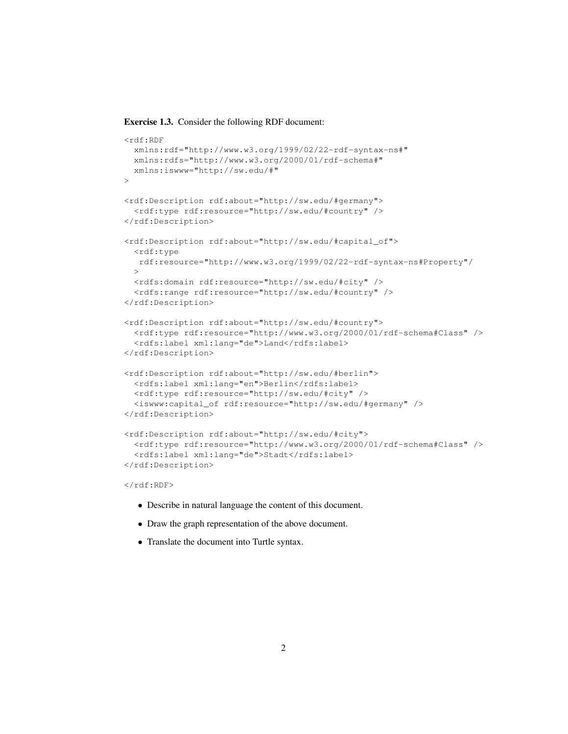**Exercise 1.3.** Consider the following RDF document:

```
<rdf:RDF
  xmlns:rdf="http://www.w3.org/1999/02/22-rdf-syntax-ns#"
  xmlns:rdfs="http://www.w3.org/2000/01/rdf-schema#"
  xmlns:iswww="http://sw.edu/#"
>

<rdf:Description rdf:about="http://sw.edu/#germany">
  <rdf:type rdf:resource="http://sw.edu/#country" />
</rdf:Description>

<rdf:Description rdf:about="http://sw.edu/#capital_of">
  <rdf:type
   rdf:resource="http://www.w3.org/1999/02/22-rdf-syntax-ns#Property"/
  >
  <rdfs:domain rdf:resource="http://sw.edu/#city" />
  <rdfs:range rdf:resource="http://sw.edu/#country" />
</rdf:Description>

<rdf:Description rdf:about="http://sw.edu/#country">
  <rdf:type rdf:resource="http://www.w3.org/2000/01/rdf-schema#Class" />
  <rdfs:label xml:lang="de">Land</rdfs:label>
</rdf:Description>

<rdf:Description rdf:about="http://sw.edu/#berlin">
  <rdfs:label xml:lang="en">Berlin</rdfs:label>
  <rdf:type rdf:resource="http://sw.edu/#city" />
  <iswww:capital_of rdf:resource="http://sw.edu/#germany" />
</rdf:Description>

<rdf:Description rdf:about="http://sw.edu/#city">
  <rdf:type rdf:resource="http://www.w3.org/2000/01/rdf-schema#Class" />
  <rdfs:label xml:lang="de">Stadt</rdfs:label>
</rdf:Description>

</rdf:RDF>
```

- Describe in natural language the content of this document.
- Draw the graph representation of the above document.
- Translate the document into Turtle syntax.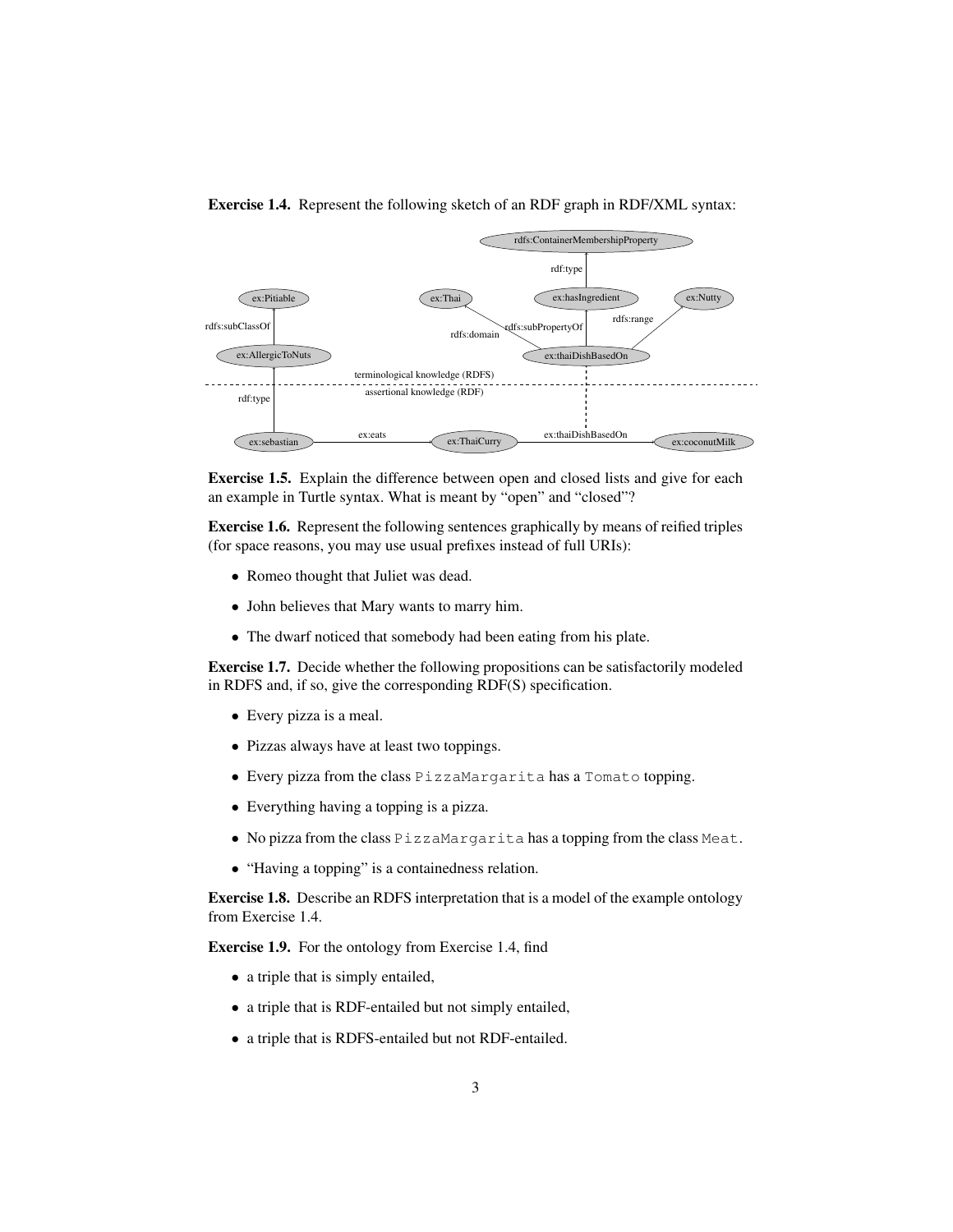**Exercise 1.4.** Represent the following sketch of an RDF graph in RDF/XML syntax:

**Exercise 1.5.** Explain the difference between open and closed lists and give for each an example in Turtle syntax. What is meant by "open" and "closed"?

**Exercise 1.6.** Represent the following sentences graphically by means of reified triples (for space reasons, you may use usual prefixes instead of full URIs):

- Romeo thought that Juliet was dead.
- John believes that Mary wants to marry him.
- The dwarf noticed that somebody had been eating from his plate.

**Exercise 1.7.** Decide whether the following propositions can be satisfactorily modeled in RDFS and, if so, give the corresponding RDF(S) specification.

- Every pizza is a meal.
- Pizzas always have at least two toppings.
- Every pizza from the class `PizzaMargarita` has a `Tomato` topping.
- Everything having a topping is a pizza.
- No pizza from the class `PizzaMargarita` has a topping from the class `Meat`.
- "Having a topping" is a containedness relation.

**Exercise 1.8.** Describe an RDFS interpretation that is a model of the example ontology from Exercise 1.4.

**Exercise 1.9.** For the ontology from Exercise 1.4, find

- a triple that is simply entailed,
- a triple that is RDF-entailed but not simply entailed,
- a triple that is RDFS-entailed but not RDF-entailed.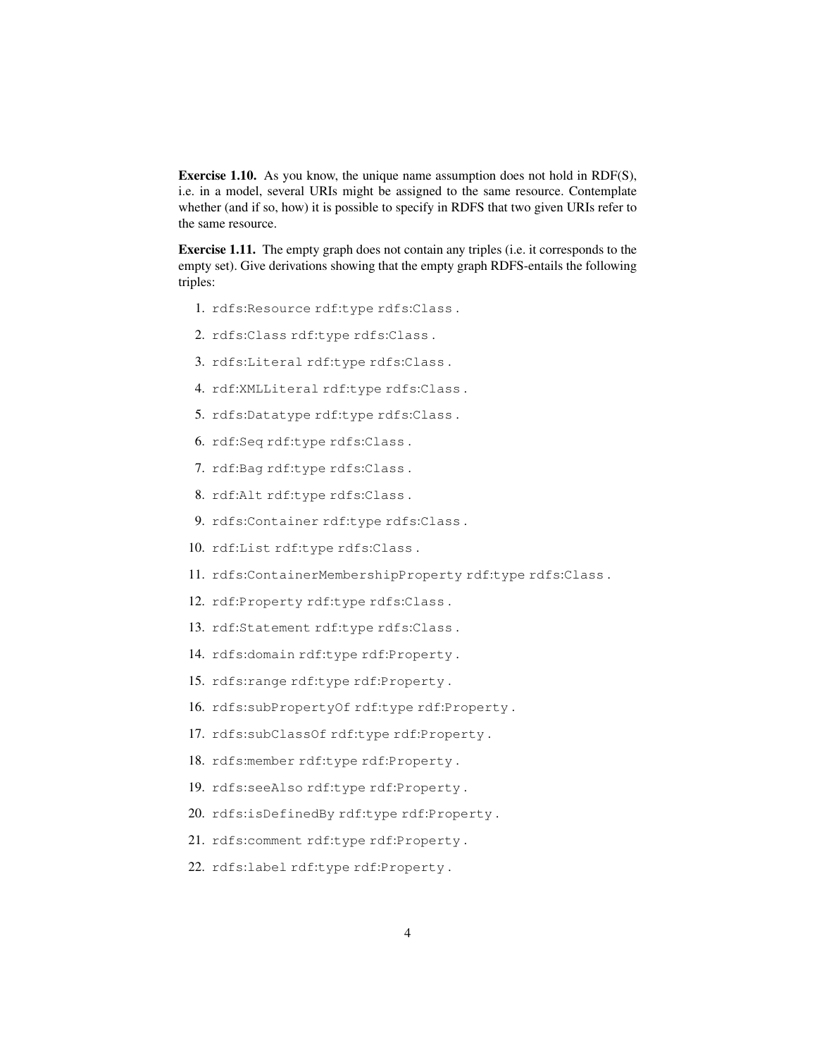**Exercise 1.10.** As you know, the unique name assumption does not hold in RDF(S), i.e. in a model, several URIs might be assigned to the same resource. Contemplate whether (and if so, how) it is possible to specify in RDFS that two given URIs refer to the same resource.

**Exercise 1.11.** The empty graph does not contain any triples (i.e. it corresponds to the empty set). Give derivations showing that the empty graph RDFS-entails the following triples:

1. `rdfs:Resource rdf:type rdfs:Class .`
2. `rdfs:Class rdf:type rdfs:Class .`
3. `rdfs:Literal rdf:type rdfs:Class .`
4. `rdf:XMLLiteral rdf:type rdfs:Class .`
5. `rdfs:Datatype rdf:type rdfs:Class .`
6. `rdf:Seq rdf:type rdfs:Class .`
7. `rdf:Bag rdf:type rdfs:Class .`
8. `rdf:Alt rdf:type rdfs:Class .`
9. `rdfs:Container rdf:type rdfs:Class .`
10. `rdf:List rdf:type rdfs:Class .`
11. `rdfs:ContainerMembershipProperty rdf:type rdfs:Class .`
12. `rdf:Property rdf:type rdfs:Class .`
13. `rdf:Statement rdf:type rdfs:Class .`
14. `rdfs:domain rdf:type rdf:Property .`
15. `rdfs:range rdf:type rdf:Property .`
16. `rdfs:subPropertyOf rdf:type rdf:Property .`
17. `rdfs:subClassOf rdf:type rdf:Property .`
18. `rdfs:member rdf:type rdf:Property .`
19. `rdfs:seeAlso rdf:type rdf:Property .`
20. `rdfs:isDefinedBy rdf:type rdf:Property .`
21. `rdfs:comment rdf:type rdf:Property .`
22. `rdfs:label rdf:type rdf:Property .`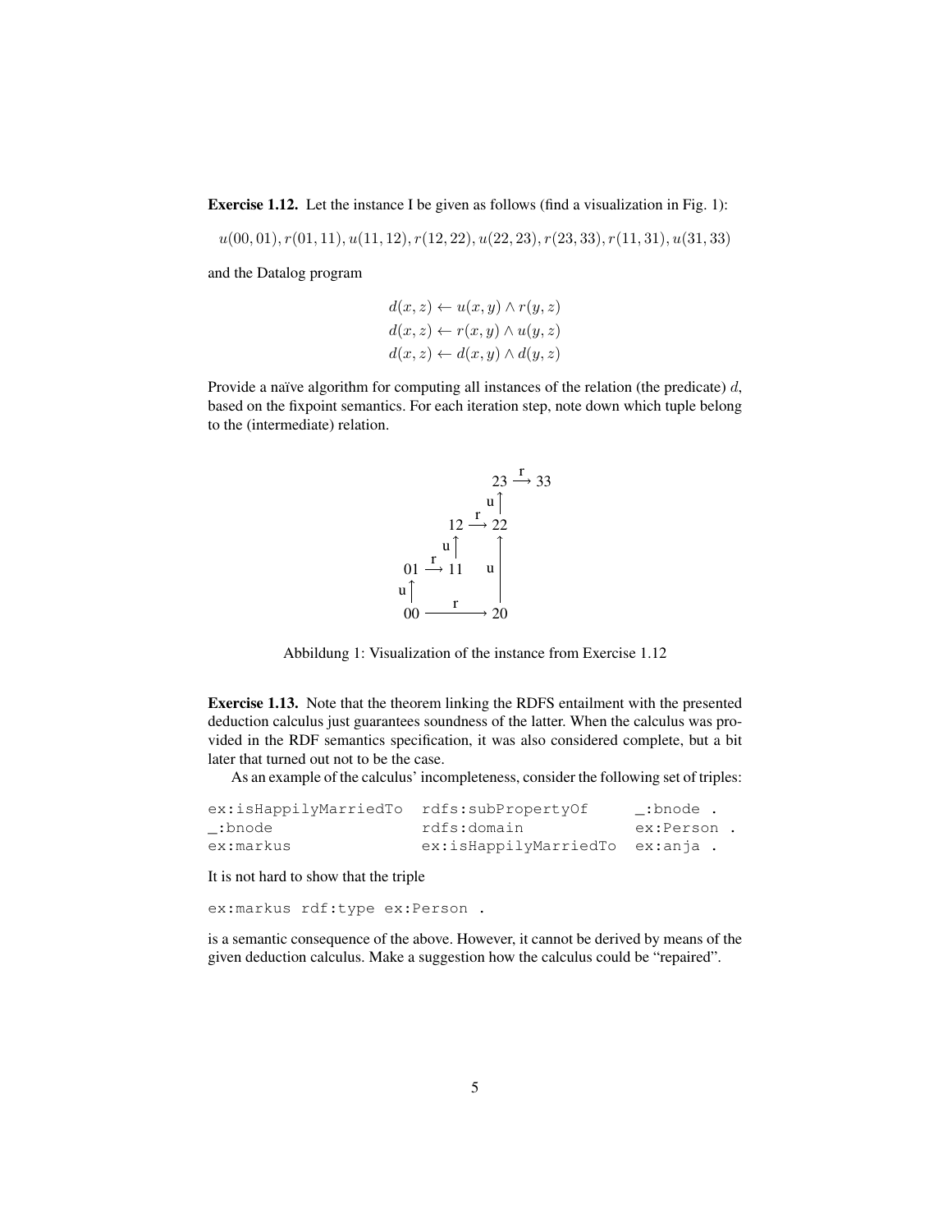**Exercise 1.12.** Let the instance I be given as follows (find a visualization in Fig. 1):

$$u(00, 01), r(01, 11), u(11, 12), r(12, 22), u(22, 23), r(23, 33), r(11, 31), u(31, 33)$$

and the Datalog program

$$d(x, z) \leftarrow u(x, y) \wedge r(y, z)$$
$$d(x, z) \leftarrow r(x, y) \wedge u(y, z)$$
$$d(x, z) \leftarrow d(x, y) \wedge d(y, z)$$

Provide a naïve algorithm for computing all instances of the relation (the predicate) $d$, based on the fixpoint semantics. For each iteration step, note down which tuple belong to the (intermediate) relation.

23 r 33
u
12 r 22
u
01 r 11 u
u
00 r 20

Abbildung 1: Visualization of the instance from Exercise 1.12

**Exercise 1.13.** Note that the theorem linking the RDFS entailment with the presented deduction calculus just guarantees soundness of the latter. When the calculus was provided in the RDF semantics specification, it was also considered complete, but a bit later that turned out not to be the case.

As an example of the calculus' incompleteness, consider the following set of triples:

```
ex:isHappilyMarriedTo  rdfs:subPropertyOf     _:bnode .
_:bnode                rdfs:domain            ex:Person .
ex:markus              ex:isHappilyMarriedTo  ex:anja .
```

It is not hard to show that the triple

```
ex:markus rdf:type ex:Person .
```

is a semantic consequence of the above. However, it cannot be derived by means of the given deduction calculus. Make a suggestion how the calculus could be "repaired".